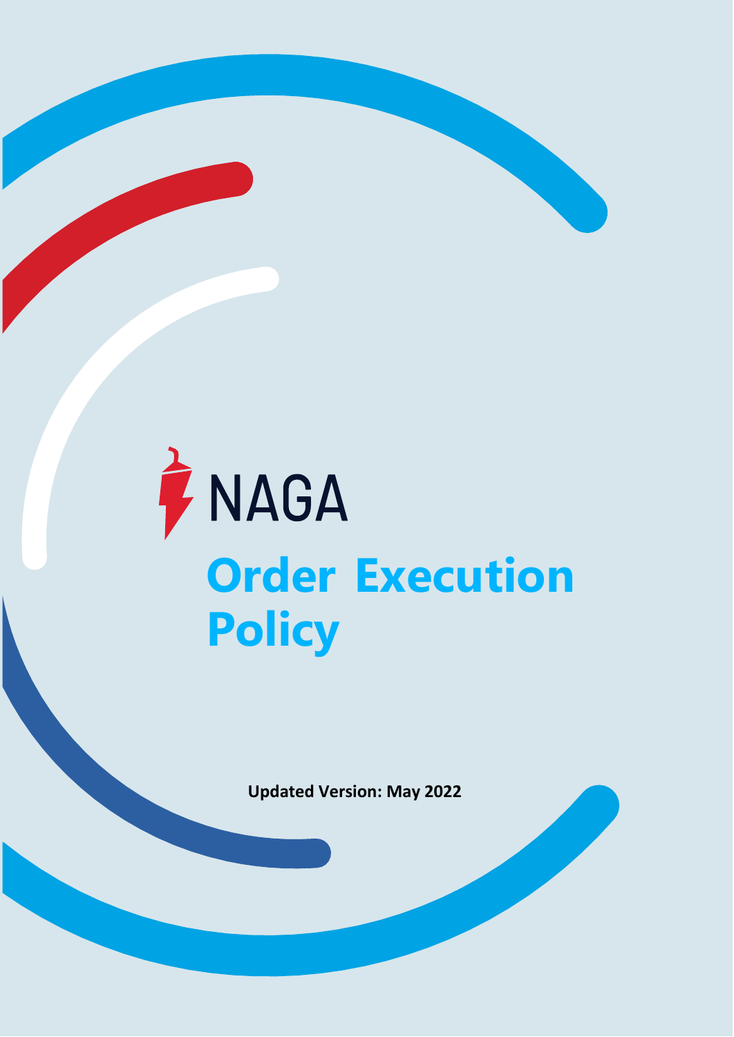NAGA

# Order Execution Policy

**Updated Version: May 2022**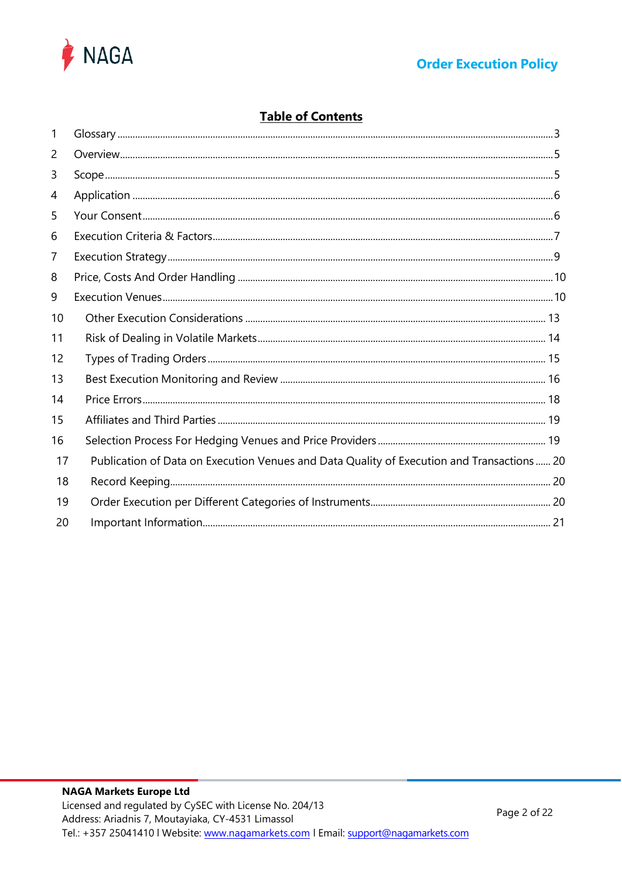# Table of Contents

| | | |
|---|---|---|
| 1 | Glossary | 3 |
| 2 | Overview | 5 |
| 3 | Scope | 5 |
| 4 | Application | 6 |
| 5 | Your Consent | 6 |
| 6 | Execution Criteria & Factors | 7 |
| 7 | Execution Strategy | 9 |
| 8 | Price, Costs And Order Handling | 10 |
| 9 | Execution Venues | 10 |
| 10 | Other Execution Considerations | 13 |
| 11 | Risk of Dealing in Volatile Markets | 14 |
| 12 | Types of Trading Orders | 15 |
| 13 | Best Execution Monitoring and Review | 16 |
| 14 | Price Errors | 18 |
| 15 | Affiliates and Third Parties | 19 |
| 16 | Selection Process For Hedging Venues and Price Providers | 19 |
| 17 | Publication of Data on Execution Venues and Data Quality of Execution and Transactions | 20 |
| 18 | Record Keeping | 20 |
| 19 | Order Execution per Different Categories of Instruments | 20 |
| 20 | Important Information | 21 |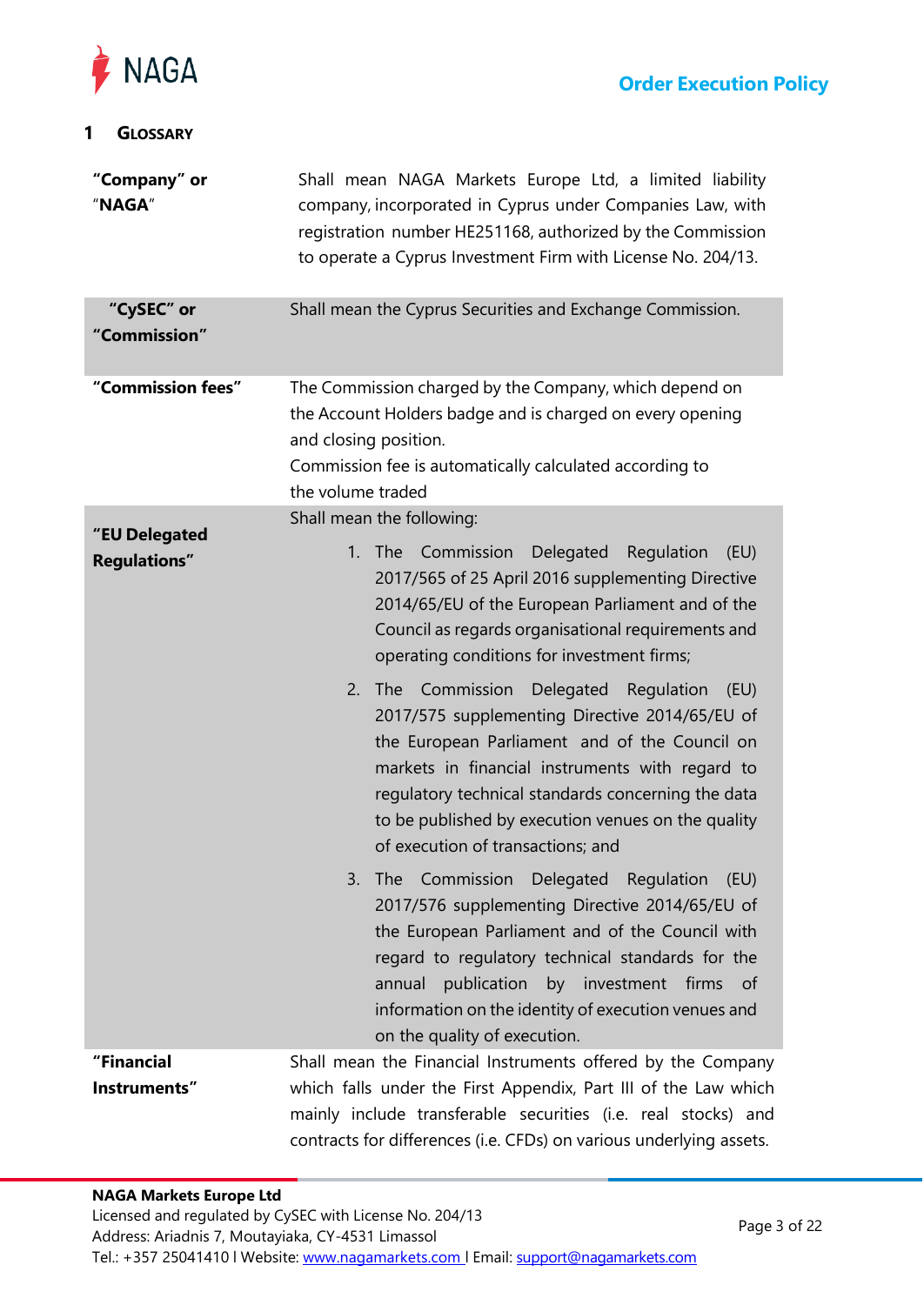## 1 Glossary

| | |
|---|---|
| **"Company" or "NAGA"** | Shall mean NAGA Markets Europe Ltd, a limited liability company, incorporated in Cyprus under Companies Law, with registration number HE251168, authorized by the Commission to operate a Cyprus Investment Firm with License No. 204/13. |
| **"CySEC" or "Commission"** | Shall mean the Cyprus Securities and Exchange Commission. |
| **"Commission fees"** | The Commission charged by the Company, which depend on the Account Holders badge and is charged on every opening and closing position.<br>Commission fee is automatically calculated according to the volume traded |
| **"EU Delegated Regulations"** | Shall mean the following:<br>1. The Commission Delegated Regulation (EU) 2017/565 of 25 April 2016 supplementing Directive 2014/65/EU of the European Parliament and of the Council as regards organisational requirements and operating conditions for investment firms;<br>2. The Commission Delegated Regulation (EU) 2017/575 supplementing Directive 2014/65/EU of the European Parliament and of the Council on markets in financial instruments with regard to regulatory technical standards concerning the data to be published by execution venues on the quality of execution of transactions; and<br>3. The Commission Delegated Regulation (EU) 2017/576 supplementing Directive 2014/65/EU of the European Parliament and of the Council with regard to regulatory technical standards for the annual publication by investment firms of information on the identity of execution venues and on the quality of execution. |
| **"Financial Instruments"** | Shall mean the Financial Instruments offered by the Company which falls under the First Appendix, Part III of the Law which mainly include transferable securities (i.e. real stocks) and contracts for differences (i.e. CFDs) on various underlying assets. |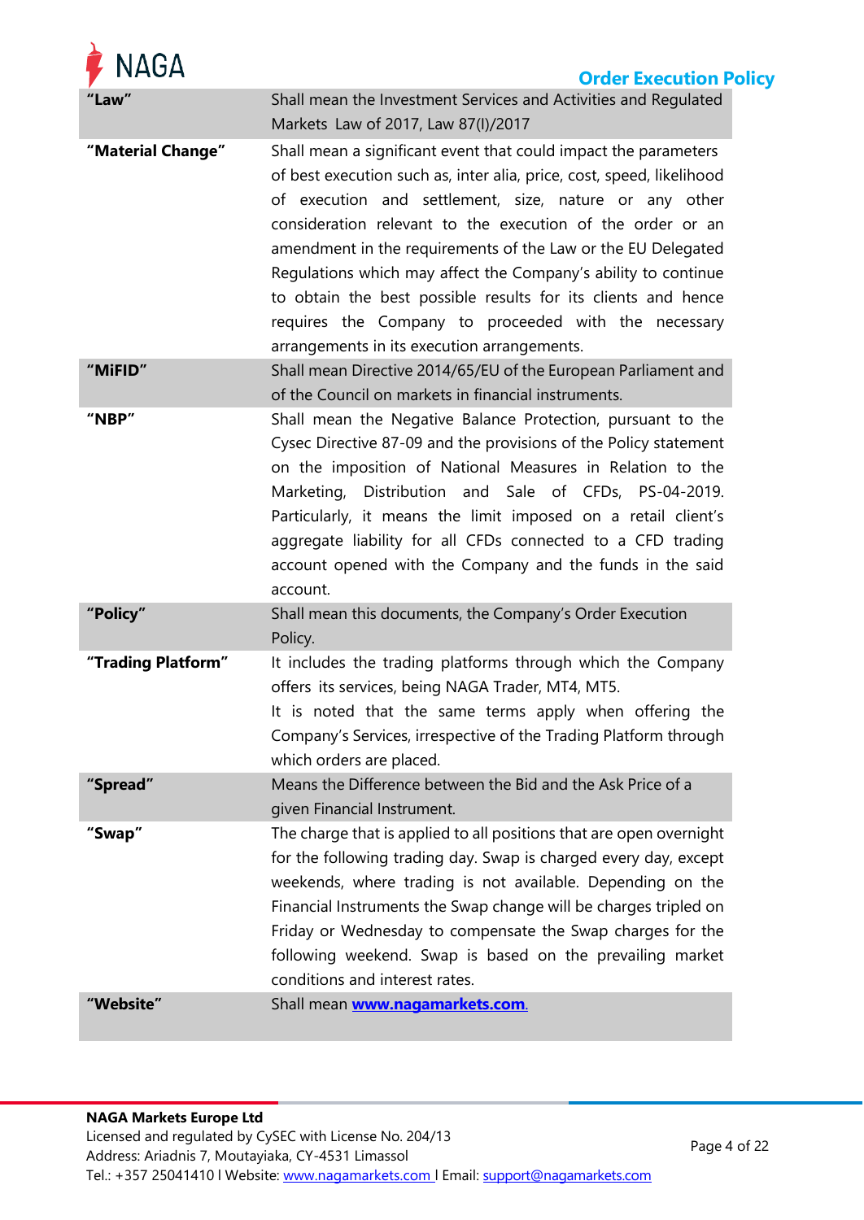| | |
|---|---|
| **"Law"** | Shall mean the Investment Services and Activities and Regulated Markets Law of 2017, Law 87(I)/2017 |
| **"Material Change"** | Shall mean a significant event that could impact the parameters of best execution such as, inter alia, price, cost, speed, likelihood of execution and settlement, size, nature or any other consideration relevant to the execution of the order or an amendment in the requirements of the Law or the EU Delegated Regulations which may affect the Company's ability to continue to obtain the best possible results for its clients and hence requires the Company to proceeded with the necessary arrangements in its execution arrangements. |
| **"MiFID"** | Shall mean Directive 2014/65/EU of the European Parliament and of the Council on markets in financial instruments. |
| **"NBP"** | Shall mean the Negative Balance Protection, pursuant to the Cysec Directive 87-09 and the provisions of the Policy statement on the imposition of National Measures in Relation to the Marketing, Distribution and Sale of CFDs, PS-04-2019. Particularly, it means the limit imposed on a retail client's aggregate liability for all CFDs connected to a CFD trading account opened with the Company and the funds in the said account. |
| **"Policy"** | Shall mean this documents, the Company's Order Execution Policy. |
| **"Trading Platform"** | It includes the trading platforms through which the Company offers its services, being NAGA Trader, MT4, MT5. It is noted that the same terms apply when offering the Company's Services, irrespective of the Trading Platform through which orders are placed. |
| **"Spread"** | Means the Difference between the Bid and the Ask Price of a given Financial Instrument. |
| **"Swap"** | The charge that is applied to all positions that are open overnight for the following trading day. Swap is charged every day, except weekends, where trading is not available. Depending on the Financial Instruments the Swap change will be charges tripled on Friday or Wednesday to compensate the Swap charges for the following weekend. Swap is based on the prevailing market conditions and interest rates. |
| **"Website"** | Shall mean **www.nagamarkets.com**. |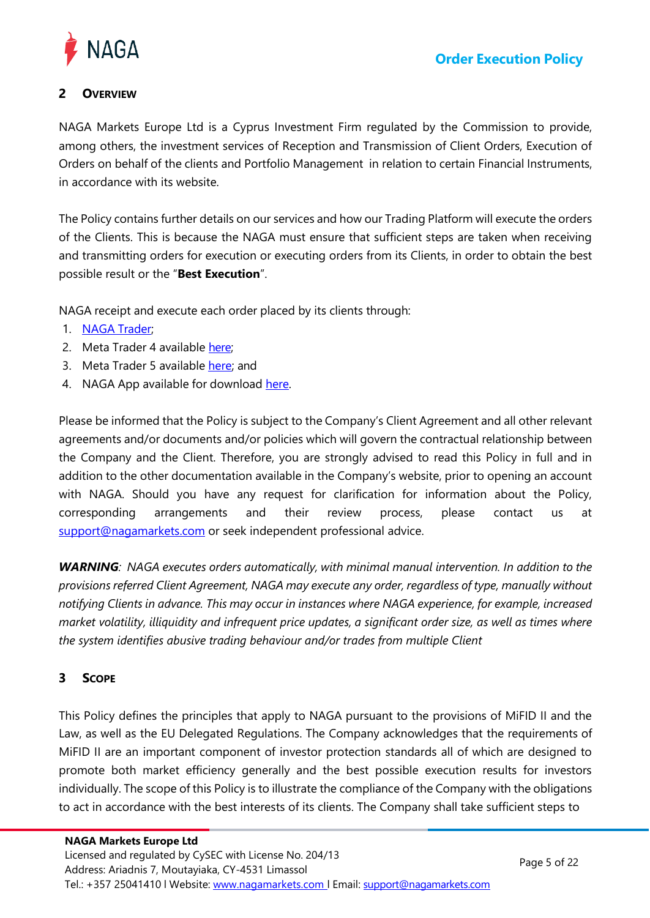## 2 Overview

NAGA Markets Europe Ltd is a Cyprus Investment Firm regulated by the Commission to provide, among others, the investment services of Reception and Transmission of Client Orders, Execution of Orders on behalf of the clients and Portfolio Management in relation to certain Financial Instruments, in accordance with its website.

The Policy contains further details on our services and how our Trading Platform will execute the orders of the Clients. This is because the NAGA must ensure that sufficient steps are taken when receiving and transmitting orders for execution or executing orders from its Clients, in order to obtain the best possible result or the "**Best Execution**".

NAGA receipt and execute each order placed by its clients through:

1. NAGA Trader;
2. Meta Trader 4 available here;
3. Meta Trader 5 available here; and
4. NAGA App available for download here.

Please be informed that the Policy is subject to the Company's Client Agreement and all other relevant agreements and/or documents and/or policies which will govern the contractual relationship between the Company and the Client. Therefore, you are strongly advised to read this Policy in full and in addition to the other documentation available in the Company's website, prior to opening an account with NAGA. Should you have any request for clarification for information about the Policy, corresponding arrangements and their review process, please contact us at support@nagamarkets.com or seek independent professional advice.

***WARNING**: NAGA executes orders automatically, with minimal manual intervention. In addition to the provisions referred Client Agreement, NAGA may execute any order, regardless of type, manually without notifying Clients in advance. This may occur in instances where NAGA experience, for example, increased market volatility, illiquidity and infrequent price updates, a significant order size, as well as times where the system identifies abusive trading behaviour and/or trades from multiple Client*

## 3 Scope

This Policy defines the principles that apply to NAGA pursuant to the provisions of MiFID II and the Law, as well as the EU Delegated Regulations. The Company acknowledges that the requirements of MiFID II are an important component of investor protection standards all of which are designed to promote both market efficiency generally and the best possible execution results for investors individually. The scope of this Policy is to illustrate the compliance of the Company with the obligations to act in accordance with the best interests of its clients. The Company shall take sufficient steps to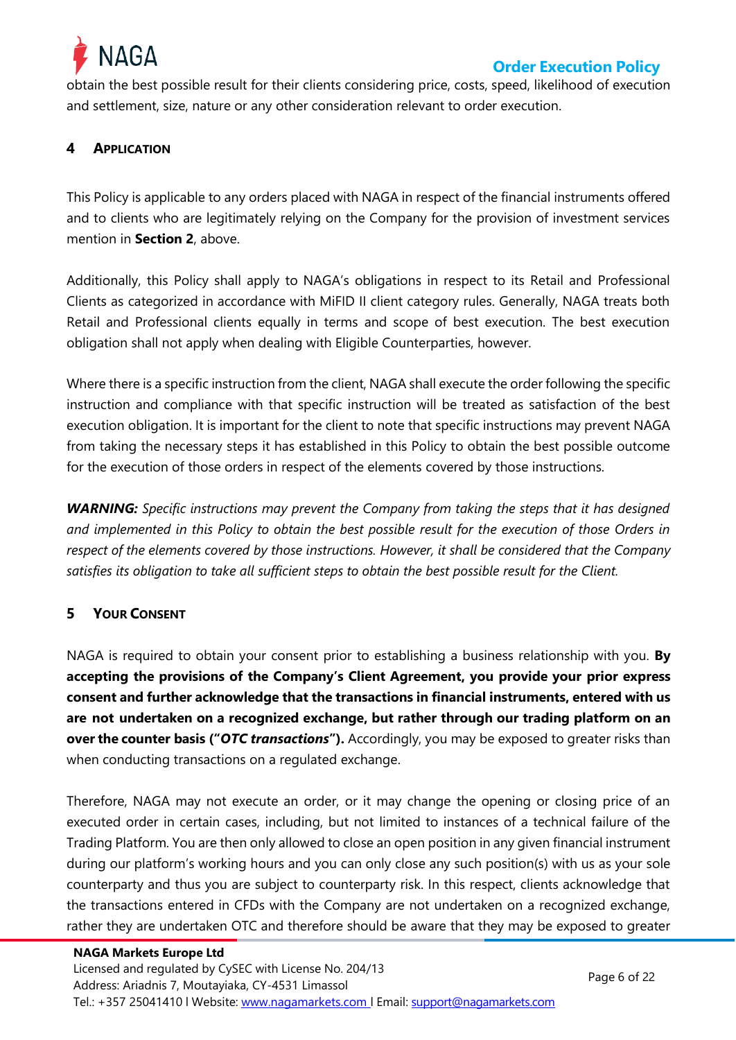obtain the best possible result for their clients considering price, costs, speed, likelihood of execution and settlement, size, nature or any other consideration relevant to order execution.

## 4 APPLICATION

This Policy is applicable to any orders placed with NAGA in respect of the financial instruments offered and to clients who are legitimately relying on the Company for the provision of investment services mention in **Section 2**, above.

Additionally, this Policy shall apply to NAGA's obligations in respect to its Retail and Professional Clients as categorized in accordance with MiFID II client category rules. Generally, NAGA treats both Retail and Professional clients equally in terms and scope of best execution. The best execution obligation shall not apply when dealing with Eligible Counterparties, however.

Where there is a specific instruction from the client, NAGA shall execute the order following the specific instruction and compliance with that specific instruction will be treated as satisfaction of the best execution obligation. It is important for the client to note that specific instructions may prevent NAGA from taking the necessary steps it has established in this Policy to obtain the best possible outcome for the execution of those orders in respect of the elements covered by those instructions.

***WARNING:*** *Specific instructions may prevent the Company from taking the steps that it has designed and implemented in this Policy to obtain the best possible result for the execution of those Orders in respect of the elements covered by those instructions. However, it shall be considered that the Company satisfies its obligation to take all sufficient steps to obtain the best possible result for the Client.*

## 5 YOUR CONSENT

NAGA is required to obtain your consent prior to establishing a business relationship with you. **By accepting the provisions of the Company's Client Agreement, you provide your prior express consent and further acknowledge that the transactions in financial instruments, entered with us are not undertaken on a recognized exchange, but rather through our trading platform on an over the counter basis ("*OTC transactions*").** Accordingly, you may be exposed to greater risks than when conducting transactions on a regulated exchange.

Therefore, NAGA may not execute an order, or it may change the opening or closing price of an executed order in certain cases, including, but not limited to instances of a technical failure of the Trading Platform. You are then only allowed to close an open position in any given financial instrument during our platform's working hours and you can only close any such position(s) with us as your sole counterparty and thus you are subject to counterparty risk. In this respect, clients acknowledge that the transactions entered in CFDs with the Company are not undertaken on a recognized exchange, rather they are undertaken OTC and therefore should be aware that they may be exposed to greater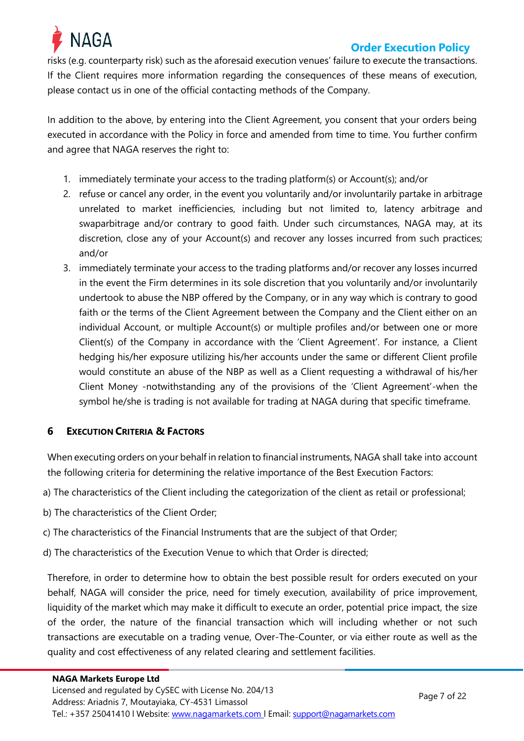risks (e.g. counterparty risk) such as the aforesaid execution venues' failure to execute the transactions. If the Client requires more information regarding the consequences of these means of execution, please contact us in one of the official contacting methods of the Company.

In addition to the above, by entering into the Client Agreement, you consent that your orders being executed in accordance with the Policy in force and amended from time to time. You further confirm and agree that NAGA reserves the right to:

1. immediately terminate your access to the trading platform(s) or Account(s); and/or
2. refuse or cancel any order, in the event you voluntarily and/or involuntarily partake in arbitrage unrelated to market inefficiencies, including but not limited to, latency arbitrage and swaparbitrage and/or contrary to good faith. Under such circumstances, NAGA may, at its discretion, close any of your Account(s) and recover any losses incurred from such practices; and/or
3. immediately terminate your access to the trading platforms and/or recover any losses incurred in the event the Firm determines in its sole discretion that you voluntarily and/or involuntarily undertook to abuse the NBP offered by the Company, or in any way which is contrary to good faith or the terms of the Client Agreement between the Company and the Client either on an individual Account, or multiple Account(s) or multiple profiles and/or between one or more Client(s) of the Company in accordance with the 'Client Agreement'. For instance, a Client hedging his/her exposure utilizing his/her accounts under the same or different Client profile would constitute an abuse of the NBP as well as a Client requesting a withdrawal of his/her Client Money -notwithstanding any of the provisions of the 'Client Agreement'-when the symbol he/she is trading is not available for trading at NAGA during that specific timeframe.

## 6 Execution Criteria & Factors

When executing orders on your behalf in relation to financial instruments, NAGA shall take into account the following criteria for determining the relative importance of the Best Execution Factors:

a) The characteristics of the Client including the categorization of the client as retail or professional;

b) The characteristics of the Client Order;

c) The characteristics of the Financial Instruments that are the subject of that Order;

d) The characteristics of the Execution Venue to which that Order is directed;

Therefore, in order to determine how to obtain the best possible result for orders executed on your behalf, NAGA will consider the price, need for timely execution, availability of price improvement, liquidity of the market which may make it difficult to execute an order, potential price impact, the size of the order, the nature of the financial transaction which will including whether or not such transactions are executable on a trading venue, Over-The-Counter, or via either route as well as the quality and cost effectiveness of any related clearing and settlement facilities.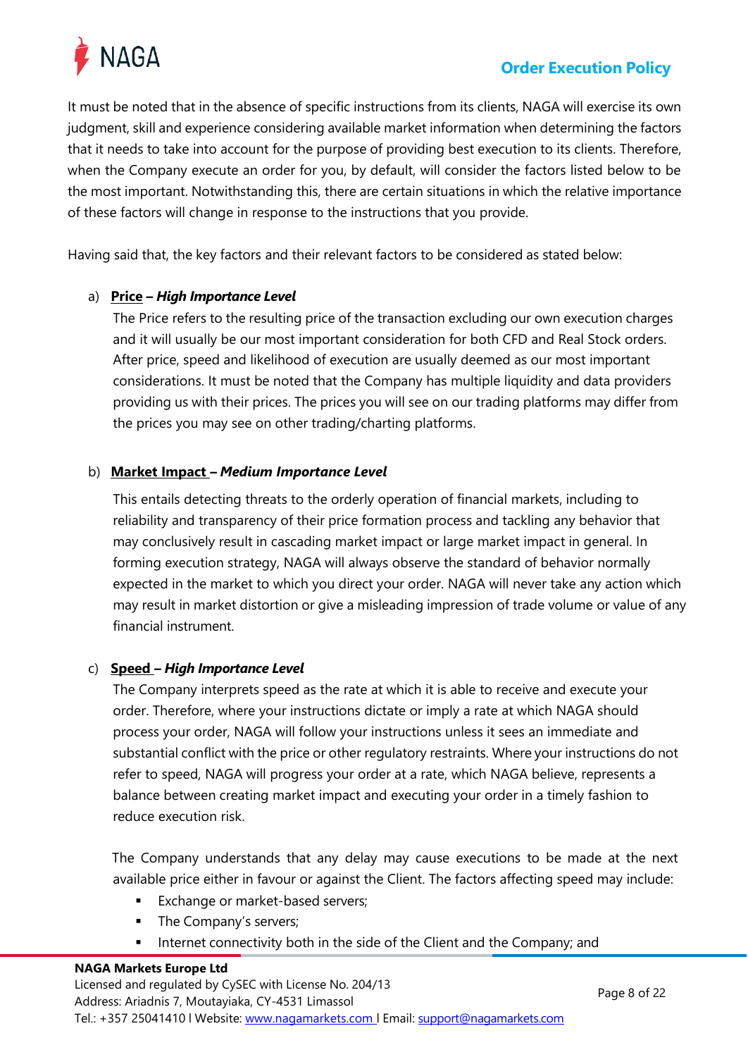It must be noted that in the absence of specific instructions from its clients, NAGA will exercise its own judgment, skill and experience considering available market information when determining the factors that it needs to take into account for the purpose of providing best execution to its clients. Therefore, when the Company execute an order for you, by default, will consider the factors listed below to be the most important. Notwithstanding this, there are certain situations in which the relative importance of these factors will change in response to the instructions that you provide.

Having said that, the key factors and their relevant factors to be considered as stated below:

a) **Price** – ***High Importance Level***

The Price refers to the resulting price of the transaction excluding our own execution charges and it will usually be our most important consideration for both CFD and Real Stock orders. After price, speed and likelihood of execution are usually deemed as our most important considerations. It must be noted that the Company has multiple liquidity and data providers providing us with their prices. The prices you will see on our trading platforms may differ from the prices you may see on other trading/charting platforms.

b) **Market Impact** – ***Medium Importance Level***

This entails detecting threats to the orderly operation of financial markets, including to reliability and transparency of their price formation process and tackling any behavior that may conclusively result in cascading market impact or large market impact in general. In forming execution strategy, NAGA will always observe the standard of behavior normally expected in the market to which you direct your order. NAGA will never take any action which may result in market distortion or give a misleading impression of trade volume or value of any financial instrument.

c) **Speed** – ***High Importance Level***

The Company interprets speed as the rate at which it is able to receive and execute your order. Therefore, where your instructions dictate or imply a rate at which NAGA should process your order, NAGA will follow your instructions unless it sees an immediate and substantial conflict with the price or other regulatory restraints. Where your instructions do not refer to speed, NAGA will progress your order at a rate, which NAGA believe, represents a balance between creating market impact and executing your order in a timely fashion to reduce execution risk.

The Company understands that any delay may cause executions to be made at the next available price either in favour or against the Client. The factors affecting speed may include:

- Exchange or market-based servers;
- The Company's servers;
- Internet connectivity both in the side of the Client and the Company; and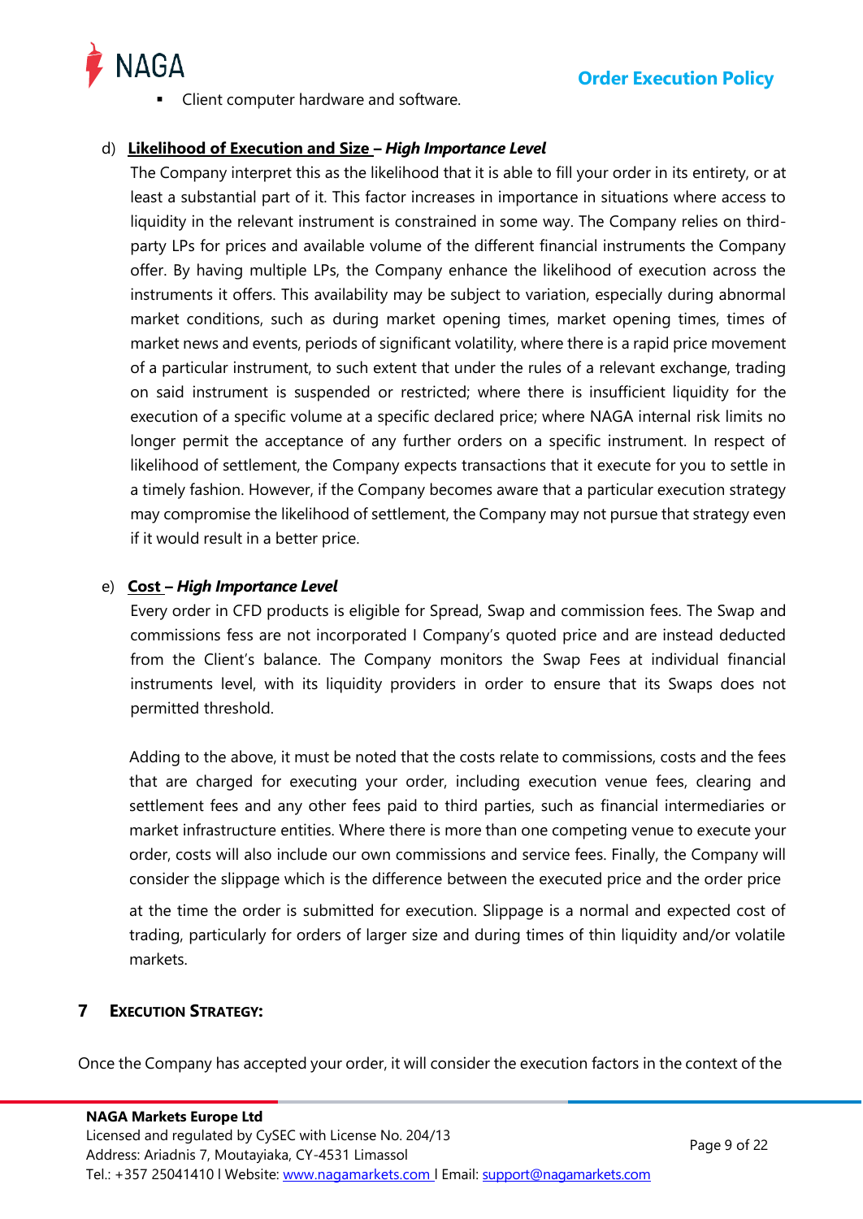- Client computer hardware and software.

d) **Likelihood of Execution and Size** – ***High Importance Level***

The Company interpret this as the likelihood that it is able to fill your order in its entirety, or at least a substantial part of it. This factor increases in importance in situations where access to liquidity in the relevant instrument is constrained in some way. The Company relies on third-party LPs for prices and available volume of the different financial instruments the Company offer. By having multiple LPs, the Company enhance the likelihood of execution across the instruments it offers. This availability may be subject to variation, especially during abnormal market conditions, such as during market opening times, market opening times, times of market news and events, periods of significant volatility, where there is a rapid price movement of a particular instrument, to such extent that under the rules of a relevant exchange, trading on said instrument is suspended or restricted; where there is insufficient liquidity for the execution of a specific volume at a specific declared price; where NAGA internal risk limits no longer permit the acceptance of any further orders on a specific instrument. In respect of likelihood of settlement, the Company expects transactions that it execute for you to settle in a timely fashion. However, if the Company becomes aware that a particular execution strategy may compromise the likelihood of settlement, the Company may not pursue that strategy even if it would result in a better price.

e) **Cost** – ***High Importance Level***

Every order in CFD products is eligible for Spread, Swap and commission fees. The Swap and commissions fess are not incorporated I Company's quoted price and are instead deducted from the Client's balance. The Company monitors the Swap Fees at individual financial instruments level, with its liquidity providers in order to ensure that its Swaps does not permitted threshold.

Adding to the above, it must be noted that the costs relate to commissions, costs and the fees that are charged for executing your order, including execution venue fees, clearing and settlement fees and any other fees paid to third parties, such as financial intermediaries or market infrastructure entities. Where there is more than one competing venue to execute your order, costs will also include our own commissions and service fees. Finally, the Company will consider the slippage which is the difference between the executed price and the order price at the time the order is submitted for execution. Slippage is a normal and expected cost of trading, particularly for orders of larger size and during times of thin liquidity and/or volatile markets.

## 7 EXECUTION STRATEGY:

Once the Company has accepted your order, it will consider the execution factors in the context of the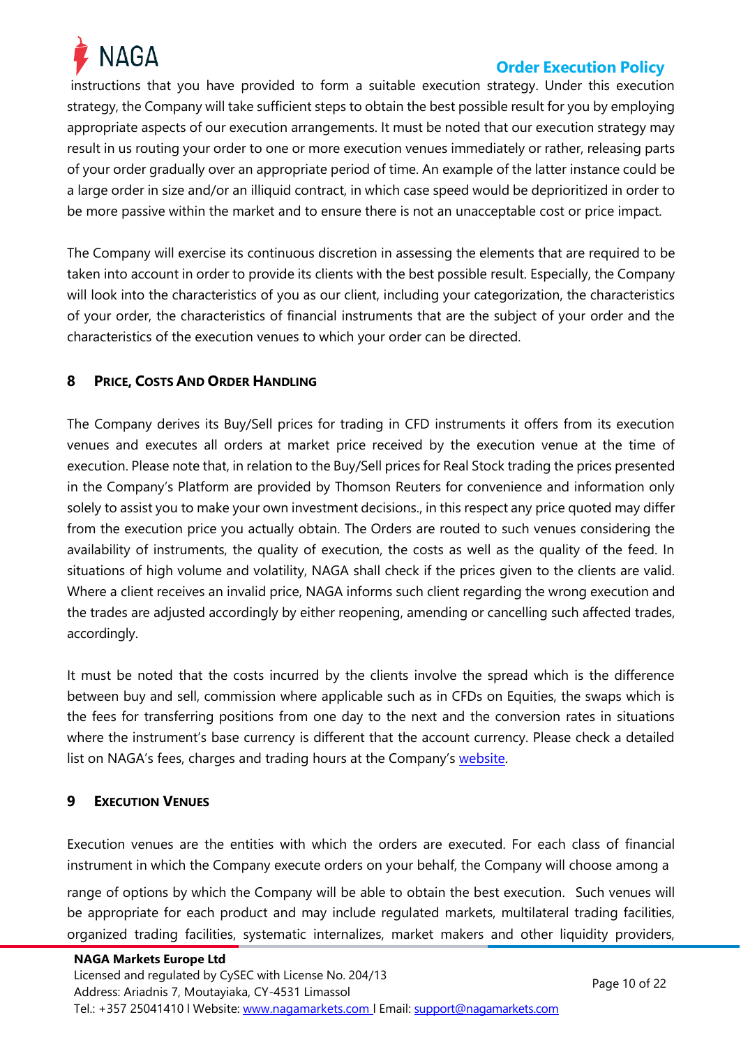instructions that you have provided to form a suitable execution strategy. Under this execution strategy, the Company will take sufficient steps to obtain the best possible result for you by employing appropriate aspects of our execution arrangements. It must be noted that our execution strategy may result in us routing your order to one or more execution venues immediately or rather, releasing parts of your order gradually over an appropriate period of time. An example of the latter instance could be a large order in size and/or an illiquid contract, in which case speed would be deprioritized in order to be more passive within the market and to ensure there is not an unacceptable cost or price impact.

The Company will exercise its continuous discretion in assessing the elements that are required to be taken into account in order to provide its clients with the best possible result. Especially, the Company will look into the characteristics of you as our client, including your categorization, the characteristics of your order, the characteristics of financial instruments that are the subject of your order and the characteristics of the execution venues to which your order can be directed.

## 8 PRICE, COSTS AND ORDER HANDLING

The Company derives its Buy/Sell prices for trading in CFD instruments it offers from its execution venues and executes all orders at market price received by the execution venue at the time of execution. Please note that, in relation to the Buy/Sell prices for Real Stock trading the prices presented in the Company's Platform are provided by Thomson Reuters for convenience and information only solely to assist you to make your own investment decisions., in this respect any price quoted may differ from the execution price you actually obtain. The Orders are routed to such venues considering the availability of instruments, the quality of execution, the costs as well as the quality of the feed. In situations of high volume and volatility, NAGA shall check if the prices given to the clients are valid. Where a client receives an invalid price, NAGA informs such client regarding the wrong execution and the trades are adjusted accordingly by either reopening, amending or cancelling such affected trades, accordingly.

It must be noted that the costs incurred by the clients involve the spread which is the difference between buy and sell, commission where applicable such as in CFDs on Equities, the swaps which is the fees for transferring positions from one day to the next and the conversion rates in situations where the instrument's base currency is different that the account currency. Please check a detailed list on NAGA's fees, charges and trading hours at the Company's website.

## 9 EXECUTION VENUES

Execution venues are the entities with which the orders are executed. For each class of financial instrument in which the Company execute orders on your behalf, the Company will choose among a range of options by which the Company will be able to obtain the best execution. Such venues will be appropriate for each product and may include regulated markets, multilateral trading facilities, organized trading facilities, systematic internalizes, market makers and other liquidity providers,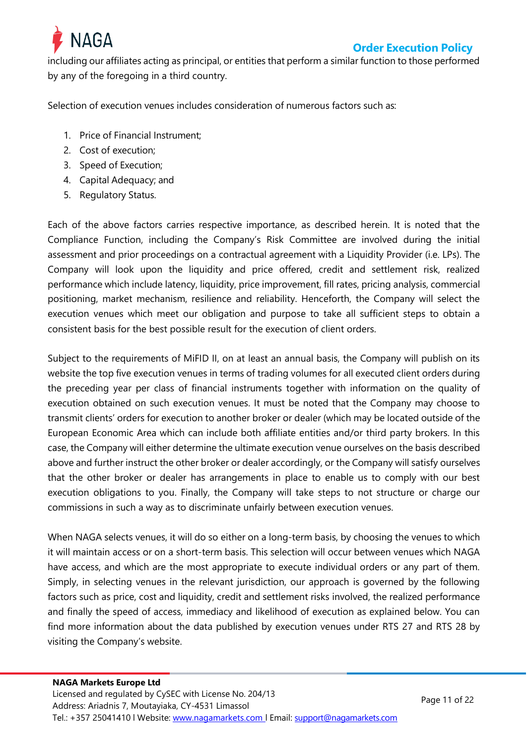including our affiliates acting as principal, or entities that perform a similar function to those performed by any of the foregoing in a third country.

Selection of execution venues includes consideration of numerous factors such as:

1. Price of Financial Instrument;
2. Cost of execution;
3. Speed of Execution;
4. Capital Adequacy; and
5. Regulatory Status.

Each of the above factors carries respective importance, as described herein. It is noted that the Compliance Function, including the Company's Risk Committee are involved during the initial assessment and prior proceedings on a contractual agreement with a Liquidity Provider (i.e. LPs). The Company will look upon the liquidity and price offered, credit and settlement risk, realized performance which include latency, liquidity, price improvement, fill rates, pricing analysis, commercial positioning, market mechanism, resilience and reliability. Henceforth, the Company will select the execution venues which meet our obligation and purpose to take all sufficient steps to obtain a consistent basis for the best possible result for the execution of client orders.

Subject to the requirements of MiFID II, on at least an annual basis, the Company will publish on its website the top five execution venues in terms of trading volumes for all executed client orders during the preceding year per class of financial instruments together with information on the quality of execution obtained on such execution venues. It must be noted that the Company may choose to transmit clients' orders for execution to another broker or dealer (which may be located outside of the European Economic Area which can include both affiliate entities and/or third party brokers. In this case, the Company will either determine the ultimate execution venue ourselves on the basis described above and further instruct the other broker or dealer accordingly, or the Company will satisfy ourselves that the other broker or dealer has arrangements in place to enable us to comply with our best execution obligations to you. Finally, the Company will take steps to not structure or charge our commissions in such a way as to discriminate unfairly between execution venues.

When NAGA selects venues, it will do so either on a long-term basis, by choosing the venues to which it will maintain access or on a short-term basis. This selection will occur between venues which NAGA have access, and which are the most appropriate to execute individual orders or any part of them. Simply, in selecting venues in the relevant jurisdiction, our approach is governed by the following factors such as price, cost and liquidity, credit and settlement risks involved, the realized performance and finally the speed of access, immediacy and likelihood of execution as explained below. You can find more information about the data published by execution venues under RTS 27 and RTS 28 by visiting the Company's website.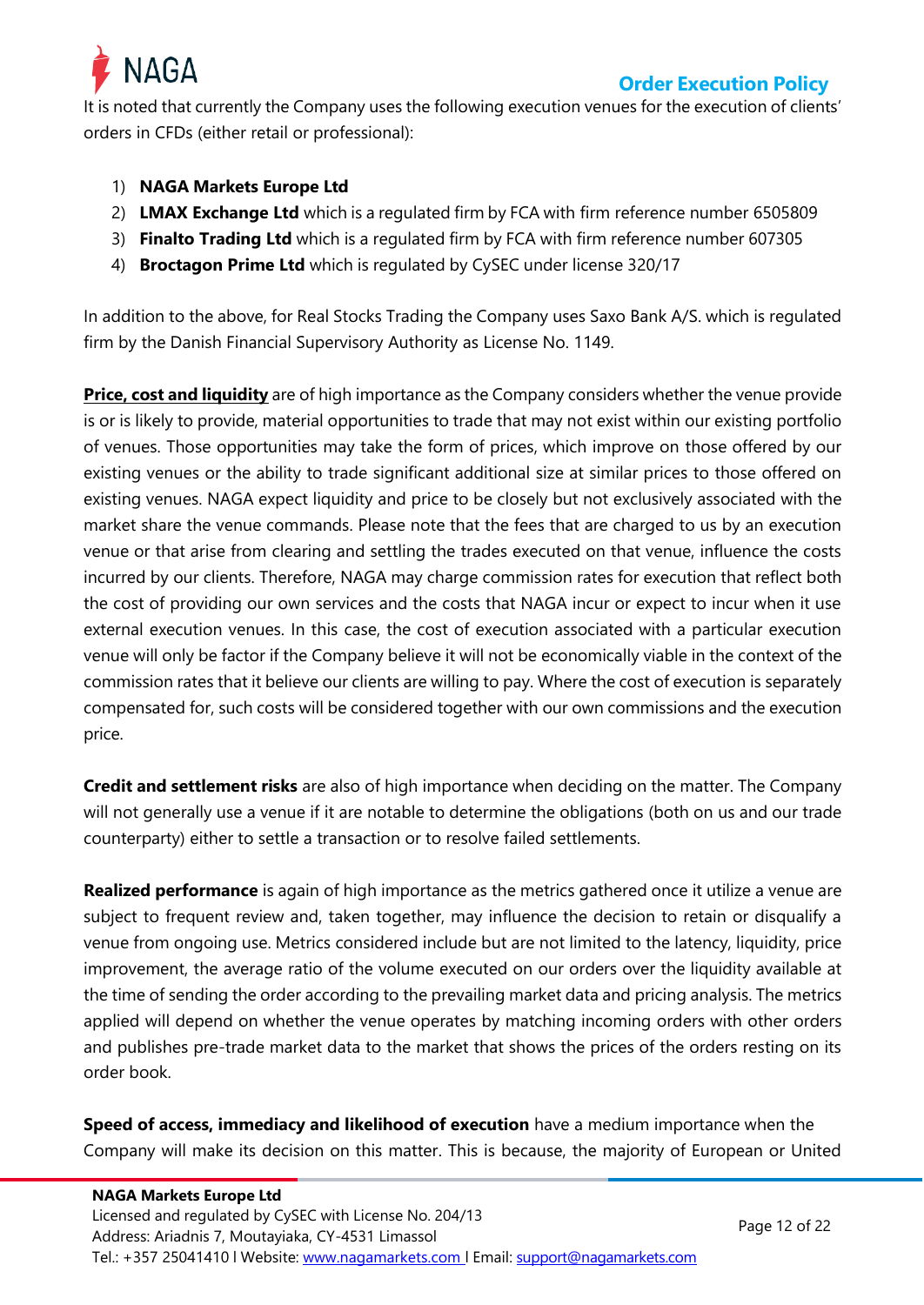It is noted that currently the Company uses the following execution venues for the execution of clients' orders in CFDs (either retail or professional):

1) **NAGA Markets Europe Ltd**
2) **LMAX Exchange Ltd** which is a regulated firm by FCA with firm reference number 6505809
3) **Finalto Trading Ltd** which is a regulated firm by FCA with firm reference number 607305
4) **Broctagon Prime Ltd** which is regulated by CySEC under license 320/17

In addition to the above, for Real Stocks Trading the Company uses Saxo Bank A/S. which is regulated firm by the Danish Financial Supervisory Authority as License No. 1149.

**Price, cost and liquidity** are of high importance as the Company considers whether the venue provide is or is likely to provide, material opportunities to trade that may not exist within our existing portfolio of venues. Those opportunities may take the form of prices, which improve on those offered by our existing venues or the ability to trade significant additional size at similar prices to those offered on existing venues. NAGA expect liquidity and price to be closely but not exclusively associated with the market share the venue commands. Please note that the fees that are charged to us by an execution venue or that arise from clearing and settling the trades executed on that venue, influence the costs incurred by our clients. Therefore, NAGA may charge commission rates for execution that reflect both the cost of providing our own services and the costs that NAGA incur or expect to incur when it use external execution venues. In this case, the cost of execution associated with a particular execution venue will only be factor if the Company believe it will not be economically viable in the context of the commission rates that it believe our clients are willing to pay. Where the cost of execution is separately compensated for, such costs will be considered together with our own commissions and the execution price.

**Credit and settlement risks** are also of high importance when deciding on the matter. The Company will not generally use a venue if it are notable to determine the obligations (both on us and our trade counterparty) either to settle a transaction or to resolve failed settlements.

**Realized performance** is again of high importance as the metrics gathered once it utilize a venue are subject to frequent review and, taken together, may influence the decision to retain or disqualify a venue from ongoing use. Metrics considered include but are not limited to the latency, liquidity, price improvement, the average ratio of the volume executed on our orders over the liquidity available at the time of sending the order according to the prevailing market data and pricing analysis. The metrics applied will depend on whether the venue operates by matching incoming orders with other orders and publishes pre-trade market data to the market that shows the prices of the orders resting on its order book.

**Speed of access, immediacy and likelihood of execution** have a medium importance when the Company will make its decision on this matter. This is because, the majority of European or United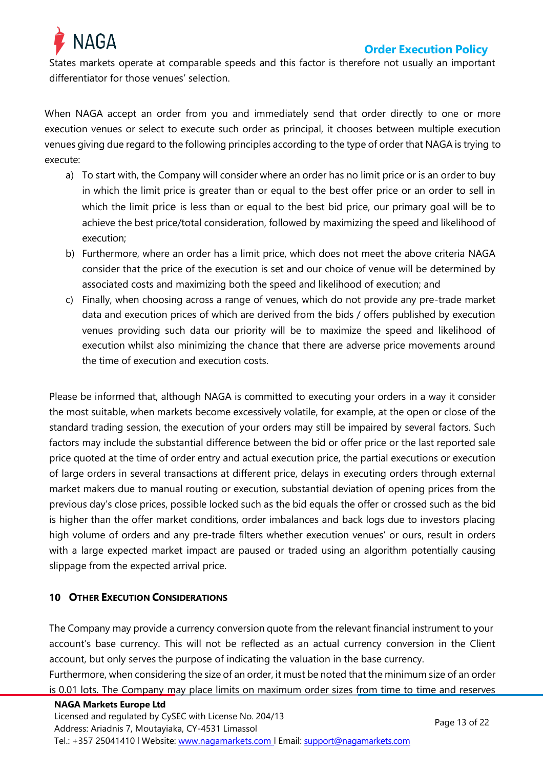States markets operate at comparable speeds and this factor is therefore not usually an important differentiator for those venues' selection.

When NAGA accept an order from you and immediately send that order directly to one or more execution venues or select to execute such order as principal, it chooses between multiple execution venues giving due regard to the following principles according to the type of order that NAGA is trying to execute:

a) To start with, the Company will consider where an order has no limit price or is an order to buy in which the limit price is greater than or equal to the best offer price or an order to sell in which the limit price is less than or equal to the best bid price, our primary goal will be to achieve the best price/total consideration, followed by maximizing the speed and likelihood of execution;

b) Furthermore, where an order has a limit price, which does not meet the above criteria NAGA consider that the price of the execution is set and our choice of venue will be determined by associated costs and maximizing both the speed and likelihood of execution; and

c) Finally, when choosing across a range of venues, which do not provide any pre-trade market data and execution prices of which are derived from the bids / offers published by execution venues providing such data our priority will be to maximize the speed and likelihood of execution whilst also minimizing the chance that there are adverse price movements around the time of execution and execution costs.

Please be informed that, although NAGA is committed to executing your orders in a way it consider the most suitable, when markets become excessively volatile, for example, at the open or close of the standard trading session, the execution of your orders may still be impaired by several factors. Such factors may include the substantial difference between the bid or offer price or the last reported sale price quoted at the time of order entry and actual execution price, the partial executions or execution of large orders in several transactions at different price, delays in executing orders through external market makers due to manual routing or execution, substantial deviation of opening prices from the previous day's close prices, possible locked such as the bid equals the offer or crossed such as the bid is higher than the offer market conditions, order imbalances and back logs due to investors placing high volume of orders and any pre-trade filters whether execution venues' or ours, result in orders with a large expected market impact are paused or traded using an algorithm potentially causing slippage from the expected arrival price.

## 10 Other Execution Considerations

The Company may provide a currency conversion quote from the relevant financial instrument to your account's base currency. This will not be reflected as an actual currency conversion in the Client account, but only serves the purpose of indicating the valuation in the base currency.

Furthermore, when considering the size of an order, it must be noted that the minimum size of an order is 0.01 lots. The Company may place limits on maximum order sizes from time to time and reserves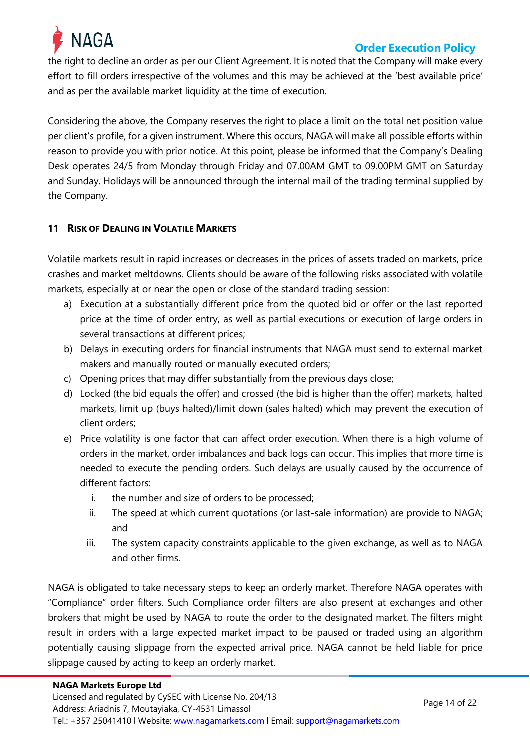the right to decline an order as per our Client Agreement. It is noted that the Company will make every effort to fill orders irrespective of the volumes and this may be achieved at the 'best available price' and as per the available market liquidity at the time of execution.

Considering the above, the Company reserves the right to place a limit on the total net position value per client's profile, for a given instrument. Where this occurs, NAGA will make all possible efforts within reason to provide you with prior notice. At this point, please be informed that the Company's Dealing Desk operates 24/5 from Monday through Friday and 07.00AM GMT to 09.00PM GMT on Saturday and Sunday. Holidays will be announced through the internal mail of the trading terminal supplied by the Company.

## 11 Risk of Dealing in Volatile Markets

Volatile markets result in rapid increases or decreases in the prices of assets traded on markets, price crashes and market meltdowns. Clients should be aware of the following risks associated with volatile markets, especially at or near the open or close of the standard trading session:

a) Execution at a substantially different price from the quoted bid or offer or the last reported price at the time of order entry, as well as partial executions or execution of large orders in several transactions at different prices;
b) Delays in executing orders for financial instruments that NAGA must send to external market makers and manually routed or manually executed orders;
c) Opening prices that may differ substantially from the previous days close;
d) Locked (the bid equals the offer) and crossed (the bid is higher than the offer) markets, halted markets, limit up (buys halted)/limit down (sales halted) which may prevent the execution of client orders;
e) Price volatility is one factor that can affect order execution. When there is a high volume of orders in the market, order imbalances and back logs can occur. This implies that more time is needed to execute the pending orders. Such delays are usually caused by the occurrence of different factors:
    i. the number and size of orders to be processed;
    ii. The speed at which current quotations (or last-sale information) are provide to NAGA; and
    iii. The system capacity constraints applicable to the given exchange, as well as to NAGA and other firms.

NAGA is obligated to take necessary steps to keep an orderly market. Therefore NAGA operates with "Compliance" order filters. Such Compliance order filters are also present at exchanges and other brokers that might be used by NAGA to route the order to the designated market. The filters might result in orders with a large expected market impact to be paused or traded using an algorithm potentially causing slippage from the expected arrival price. NAGA cannot be held liable for price slippage caused by acting to keep an orderly market.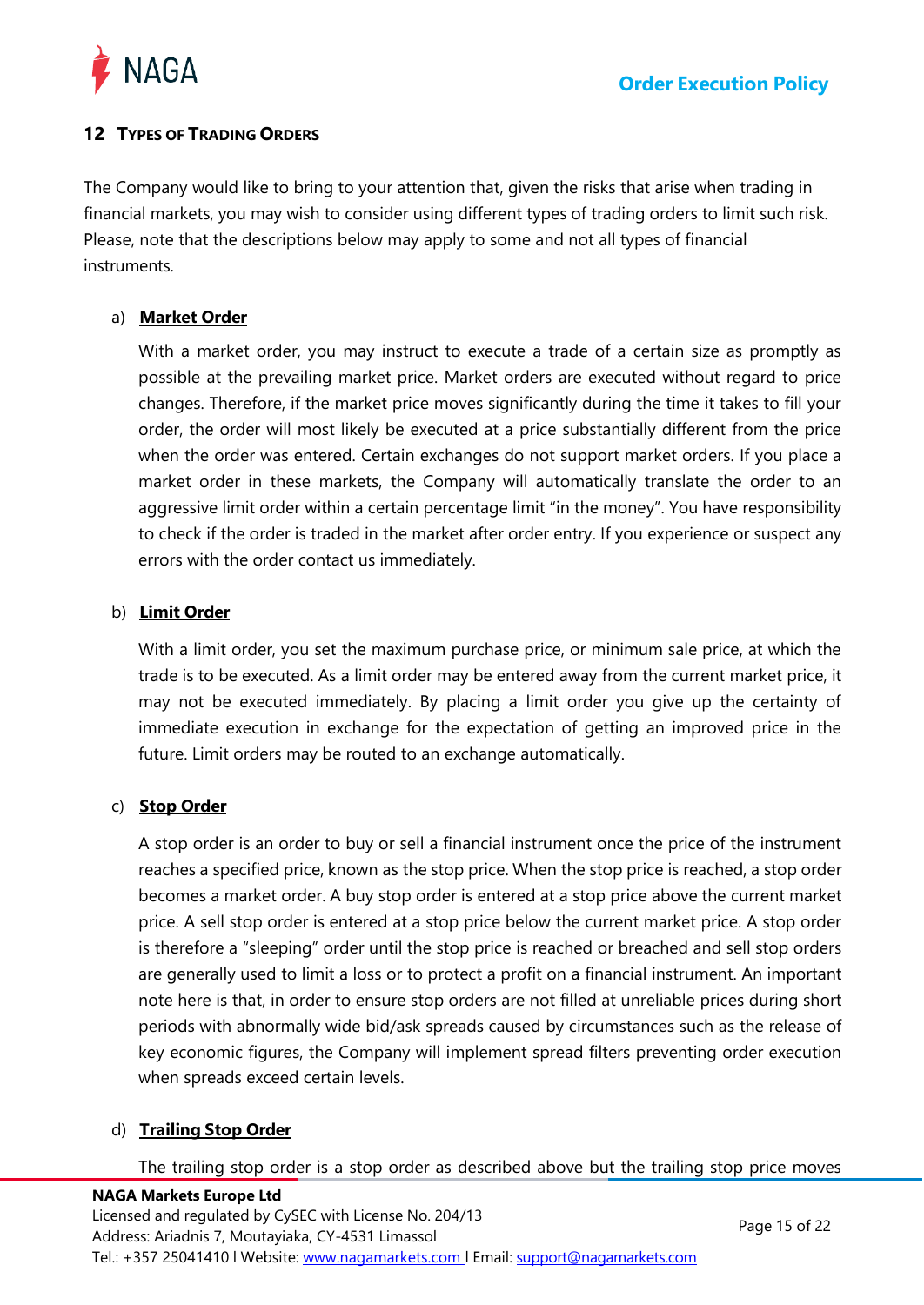## 12 Types of Trading Orders

The Company would like to bring to your attention that, given the risks that arise when trading in financial markets, you may wish to consider using different types of trading orders to limit such risk. Please, note that the descriptions below may apply to some and not all types of financial instruments.

a) **Market Order**

With a market order, you may instruct to execute a trade of a certain size as promptly as possible at the prevailing market price. Market orders are executed without regard to price changes. Therefore, if the market price moves significantly during the time it takes to fill your order, the order will most likely be executed at a price substantially different from the price when the order was entered. Certain exchanges do not support market orders. If you place a market order in these markets, the Company will automatically translate the order to an aggressive limit order within a certain percentage limit "in the money". You have responsibility to check if the order is traded in the market after order entry. If you experience or suspect any errors with the order contact us immediately.

b) **Limit Order**

With a limit order, you set the maximum purchase price, or minimum sale price, at which the trade is to be executed. As a limit order may be entered away from the current market price, it may not be executed immediately. By placing a limit order you give up the certainty of immediate execution in exchange for the expectation of getting an improved price in the future. Limit orders may be routed to an exchange automatically.

c) **Stop Order**

A stop order is an order to buy or sell a financial instrument once the price of the instrument reaches a specified price, known as the stop price. When the stop price is reached, a stop order becomes a market order. A buy stop order is entered at a stop price above the current market price. A sell stop order is entered at a stop price below the current market price. A stop order is therefore a "sleeping" order until the stop price is reached or breached and sell stop orders are generally used to limit a loss or to protect a profit on a financial instrument. An important note here is that, in order to ensure stop orders are not filled at unreliable prices during short periods with abnormally wide bid/ask spreads caused by circumstances such as the release of key economic figures, the Company will implement spread filters preventing order execution when spreads exceed certain levels.

d) **Trailing Stop Order**

The trailing stop order is a stop order as described above but the trailing stop price moves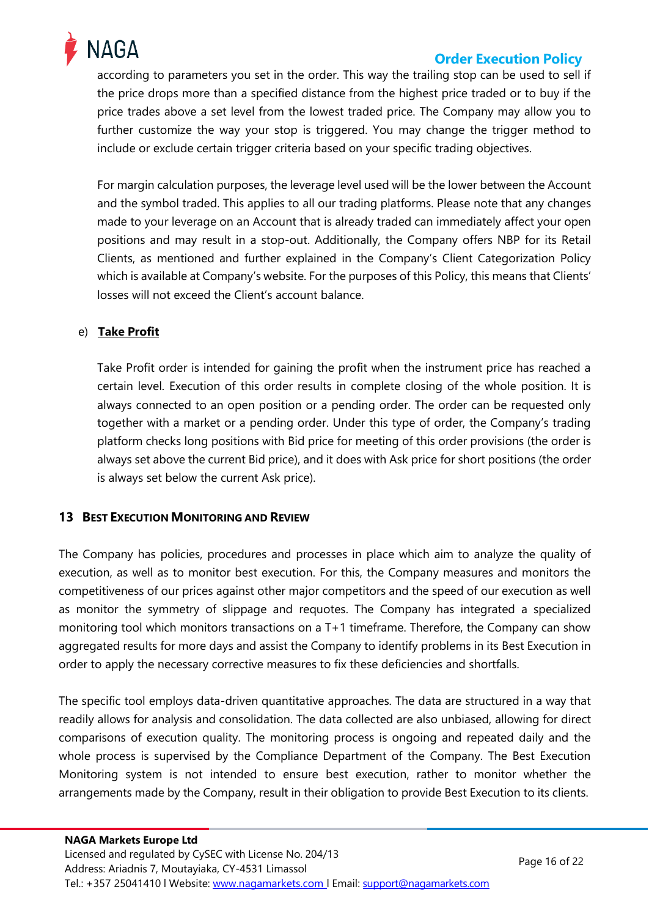according to parameters you set in the order. This way the trailing stop can be used to sell if the price drops more than a specified distance from the highest price traded or to buy if the price trades above a set level from the lowest traded price. The Company may allow you to further customize the way your stop is triggered. You may change the trigger method to include or exclude certain trigger criteria based on your specific trading objectives.

For margin calculation purposes, the leverage level used will be the lower between the Account and the symbol traded. This applies to all our trading platforms. Please note that any changes made to your leverage on an Account that is already traded can immediately affect your open positions and may result in a stop-out. Additionally, the Company offers NBP for its Retail Clients, as mentioned and further explained in the Company's Client Categorization Policy which is available at Company's website. For the purposes of this Policy, this means that Clients' losses will not exceed the Client's account balance.

e) **Take Profit**

Take Profit order is intended for gaining the profit when the instrument price has reached a certain level. Execution of this order results in complete closing of the whole position. It is always connected to an open position or a pending order. The order can be requested only together with a market or a pending order. Under this type of order, the Company's trading platform checks long positions with Bid price for meeting of this order provisions (the order is always set above the current Bid price), and it does with Ask price for short positions (the order is always set below the current Ask price).

## 13 Best Execution Monitoring and Review

The Company has policies, procedures and processes in place which aim to analyze the quality of execution, as well as to monitor best execution. For this, the Company measures and monitors the competitiveness of our prices against other major competitors and the speed of our execution as well as monitor the symmetry of slippage and requotes. The Company has integrated a specialized monitoring tool which monitors transactions on a T+1 timeframe. Therefore, the Company can show aggregated results for more days and assist the Company to identify problems in its Best Execution in order to apply the necessary corrective measures to fix these deficiencies and shortfalls.

The specific tool employs data-driven quantitative approaches. The data are structured in a way that readily allows for analysis and consolidation. The data collected are also unbiased, allowing for direct comparisons of execution quality. The monitoring process is ongoing and repeated daily and the whole process is supervised by the Compliance Department of the Company. The Best Execution Monitoring system is not intended to ensure best execution, rather to monitor whether the arrangements made by the Company, result in their obligation to provide Best Execution to its clients.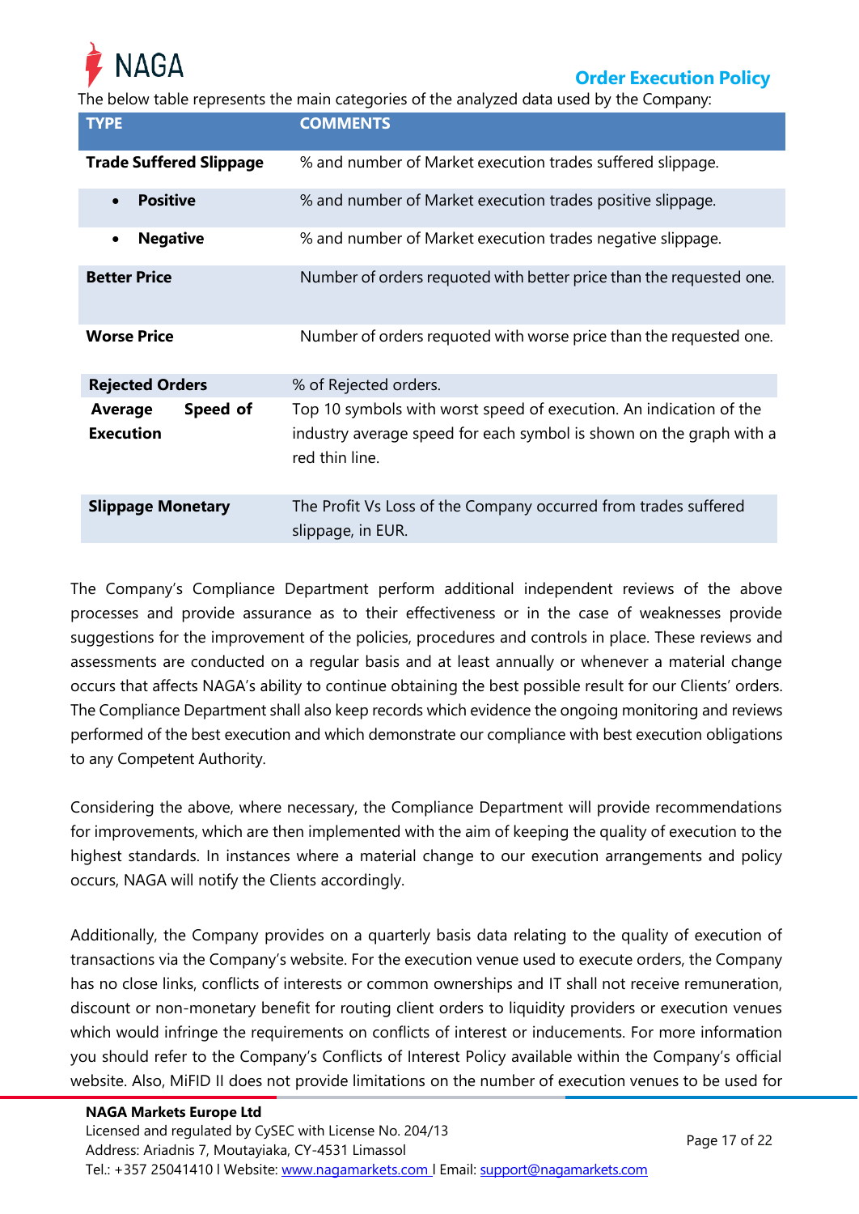The below table represents the main categories of the analyzed data used by the Company:

| TYPE | COMMENTS |
|---|---|
| **Trade Suffered Slippage** | % and number of Market execution trades suffered slippage. |
| • **Positive** | % and number of Market execution trades positive slippage. |
| • **Negative** | % and number of Market execution trades negative slippage. |
| **Better Price** | Number of orders requoted with better price than the requested one. |
| **Worse Price** | Number of orders requoted with worse price than the requested one. |
| **Rejected Orders** | % of Rejected orders. |
| **Average Speed of Execution** | Top 10 symbols with worst speed of execution. An indication of the industry average speed for each symbol is shown on the graph with a red thin line. |
| **Slippage Monetary** | The Profit Vs Loss of the Company occurred from trades suffered slippage, in EUR. |

The Company's Compliance Department perform additional independent reviews of the above processes and provide assurance as to their effectiveness or in the case of weaknesses provide suggestions for the improvement of the policies, procedures and controls in place. These reviews and assessments are conducted on a regular basis and at least annually or whenever a material change occurs that affects NAGA's ability to continue obtaining the best possible result for our Clients' orders. The Compliance Department shall also keep records which evidence the ongoing monitoring and reviews performed of the best execution and which demonstrate our compliance with best execution obligations to any Competent Authority.

Considering the above, where necessary, the Compliance Department will provide recommendations for improvements, which are then implemented with the aim of keeping the quality of execution to the highest standards. In instances where a material change to our execution arrangements and policy occurs, NAGA will notify the Clients accordingly.

Additionally, the Company provides on a quarterly basis data relating to the quality of execution of transactions via the Company's website. For the execution venue used to execute orders, the Company has no close links, conflicts of interests or common ownerships and IT shall not receive remuneration, discount or non-monetary benefit for routing client orders to liquidity providers or execution venues which would infringe the requirements on conflicts of interest or inducements. For more information you should refer to the Company's Conflicts of Interest Policy available within the Company's official website. Also, MiFID II does not provide limitations on the number of execution venues to be used for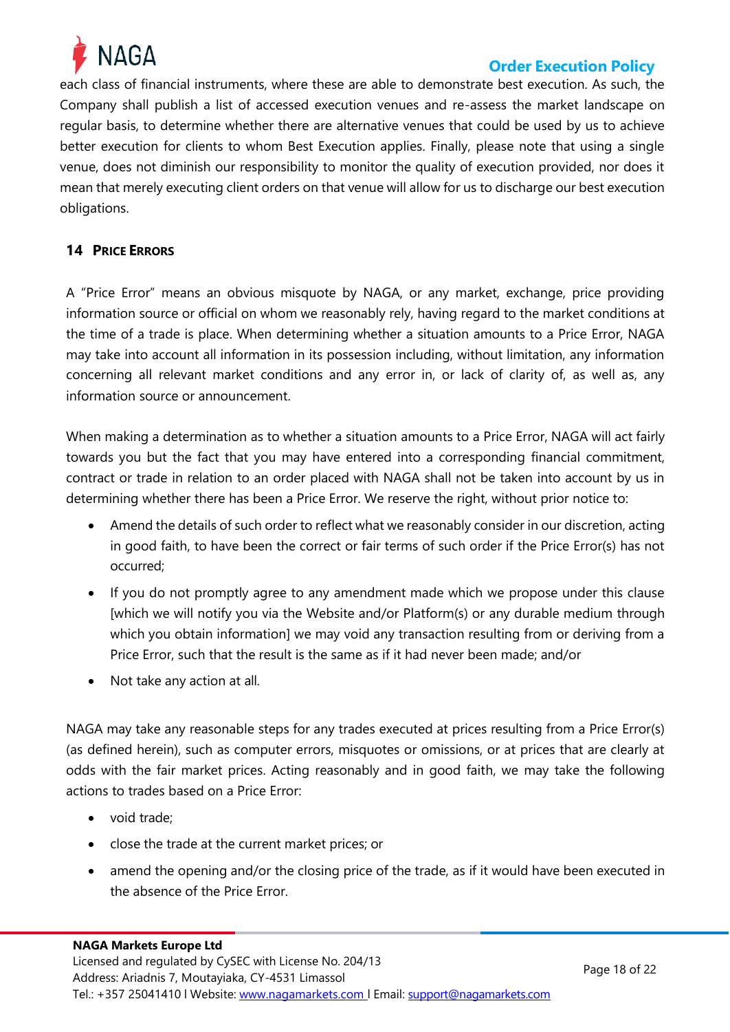each class of financial instruments, where these are able to demonstrate best execution. As such, the Company shall publish a list of accessed execution venues and re-assess the market landscape on regular basis, to determine whether there are alternative venues that could be used by us to achieve better execution for clients to whom Best Execution applies. Finally, please note that using a single venue, does not diminish our responsibility to monitor the quality of execution provided, nor does it mean that merely executing client orders on that venue will allow for us to discharge our best execution obligations.

## 14 Price Errors

A "Price Error" means an obvious misquote by NAGA, or any market, exchange, price providing information source or official on whom we reasonably rely, having regard to the market conditions at the time of a trade is place. When determining whether a situation amounts to a Price Error, NAGA may take into account all information in its possession including, without limitation, any information concerning all relevant market conditions and any error in, or lack of clarity of, as well as, any information source or announcement.

When making a determination as to whether a situation amounts to a Price Error, NAGA will act fairly towards you but the fact that you may have entered into a corresponding financial commitment, contract or trade in relation to an order placed with NAGA shall not be taken into account by us in determining whether there has been a Price Error. We reserve the right, without prior notice to:

- Amend the details of such order to reflect what we reasonably consider in our discretion, acting in good faith, to have been the correct or fair terms of such order if the Price Error(s) has not occurred;
- If you do not promptly agree to any amendment made which we propose under this clause [which we will notify you via the Website and/or Platform(s) or any durable medium through which you obtain information] we may void any transaction resulting from or deriving from a Price Error, such that the result is the same as if it had never been made; and/or
- Not take any action at all.

NAGA may take any reasonable steps for any trades executed at prices resulting from a Price Error(s) (as defined herein), such as computer errors, misquotes or omissions, or at prices that are clearly at odds with the fair market prices. Acting reasonably and in good faith, we may take the following actions to trades based on a Price Error:

- void trade;
- close the trade at the current market prices; or
- amend the opening and/or the closing price of the trade, as if it would have been executed in the absence of the Price Error.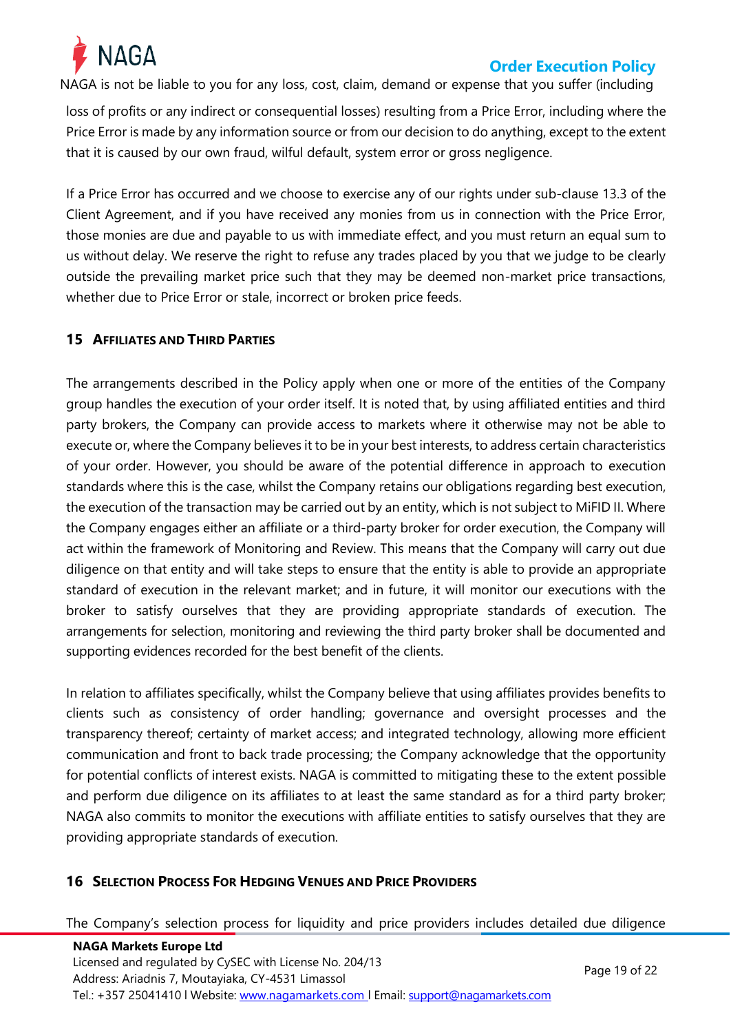NAGA is not be liable to you for any loss, cost, claim, demand or expense that you suffer (including loss of profits or any indirect or consequential losses) resulting from a Price Error, including where the Price Error is made by any information source or from our decision to do anything, except to the extent that it is caused by our own fraud, wilful default, system error or gross negligence.

If a Price Error has occurred and we choose to exercise any of our rights under sub-clause 13.3 of the Client Agreement, and if you have received any monies from us in connection with the Price Error, those monies are due and payable to us with immediate effect, and you must return an equal sum to us without delay. We reserve the right to refuse any trades placed by you that we judge to be clearly outside the prevailing market price such that they may be deemed non-market price transactions, whether due to Price Error or stale, incorrect or broken price feeds.

## 15 Affiliates and Third Parties

The arrangements described in the Policy apply when one or more of the entities of the Company group handles the execution of your order itself. It is noted that, by using affiliated entities and third party brokers, the Company can provide access to markets where it otherwise may not be able to execute or, where the Company believes it to be in your best interests, to address certain characteristics of your order. However, you should be aware of the potential difference in approach to execution standards where this is the case, whilst the Company retains our obligations regarding best execution, the execution of the transaction may be carried out by an entity, which is not subject to MiFID II. Where the Company engages either an affiliate or a third-party broker for order execution, the Company will act within the framework of Monitoring and Review. This means that the Company will carry out due diligence on that entity and will take steps to ensure that the entity is able to provide an appropriate standard of execution in the relevant market; and in future, it will monitor our executions with the broker to satisfy ourselves that they are providing appropriate standards of execution. The arrangements for selection, monitoring and reviewing the third party broker shall be documented and supporting evidences recorded for the best benefit of the clients.

In relation to affiliates specifically, whilst the Company believe that using affiliates provides benefits to clients such as consistency of order handling; governance and oversight processes and the transparency thereof; certainty of market access; and integrated technology, allowing more efficient communication and front to back trade processing; the Company acknowledge that the opportunity for potential conflicts of interest exists. NAGA is committed to mitigating these to the extent possible and perform due diligence on its affiliates to at least the same standard as for a third party broker; NAGA also commits to monitor the executions with affiliate entities to satisfy ourselves that they are providing appropriate standards of execution.

## 16 Selection Process For Hedging Venues and Price Providers

The Company's selection process for liquidity and price providers includes detailed due diligence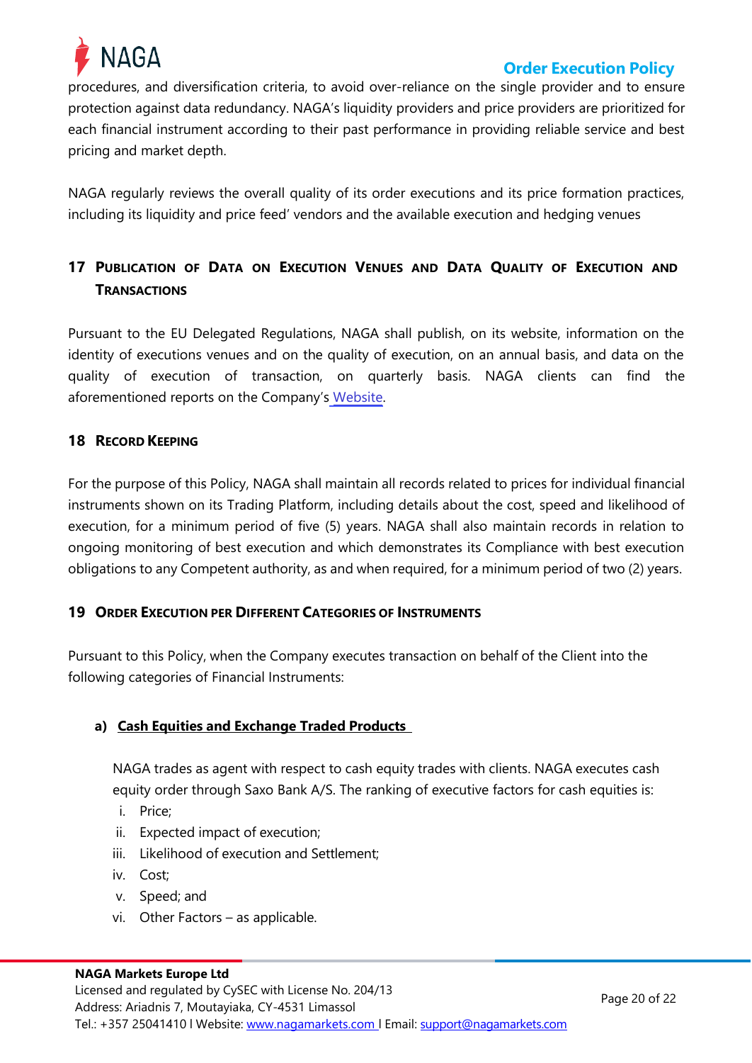procedures, and diversification criteria, to avoid over-reliance on the single provider and to ensure protection against data redundancy. NAGA's liquidity providers and price providers are prioritized for each financial instrument according to their past performance in providing reliable service and best pricing and market depth.

NAGA regularly reviews the overall quality of its order executions and its price formation practices, including its liquidity and price feed' vendors and the available execution and hedging venues

## 17 Publication of Data on Execution Venues and Data Quality of Execution and Transactions

Pursuant to the EU Delegated Regulations, NAGA shall publish, on its website, information on the identity of executions venues and on the quality of execution, on an annual basis, and data on the quality of execution of transaction, on quarterly basis. NAGA clients can find the aforementioned reports on the Company's Website.

## 18 Record Keeping

For the purpose of this Policy, NAGA shall maintain all records related to prices for individual financial instruments shown on its Trading Platform, including details about the cost, speed and likelihood of execution, for a minimum period of five (5) years. NAGA shall also maintain records in relation to ongoing monitoring of best execution and which demonstrates its Compliance with best execution obligations to any Competent authority, as and when required, for a minimum period of two (2) years.

## 19 Order Execution per Different Categories of Instruments

Pursuant to this Policy, when the Company executes transaction on behalf of the Client into the following categories of Financial Instruments:

**a) <u>Cash Equities and Exchange Traded Products</u>**

NAGA trades as agent with respect to cash equity trades with clients. NAGA executes cash equity order through Saxo Bank A/S. The ranking of executive factors for cash equities is:

i. Price;
ii. Expected impact of execution;
iii. Likelihood of execution and Settlement;
iv. Cost;
v. Speed; and
vi. Other Factors – as applicable.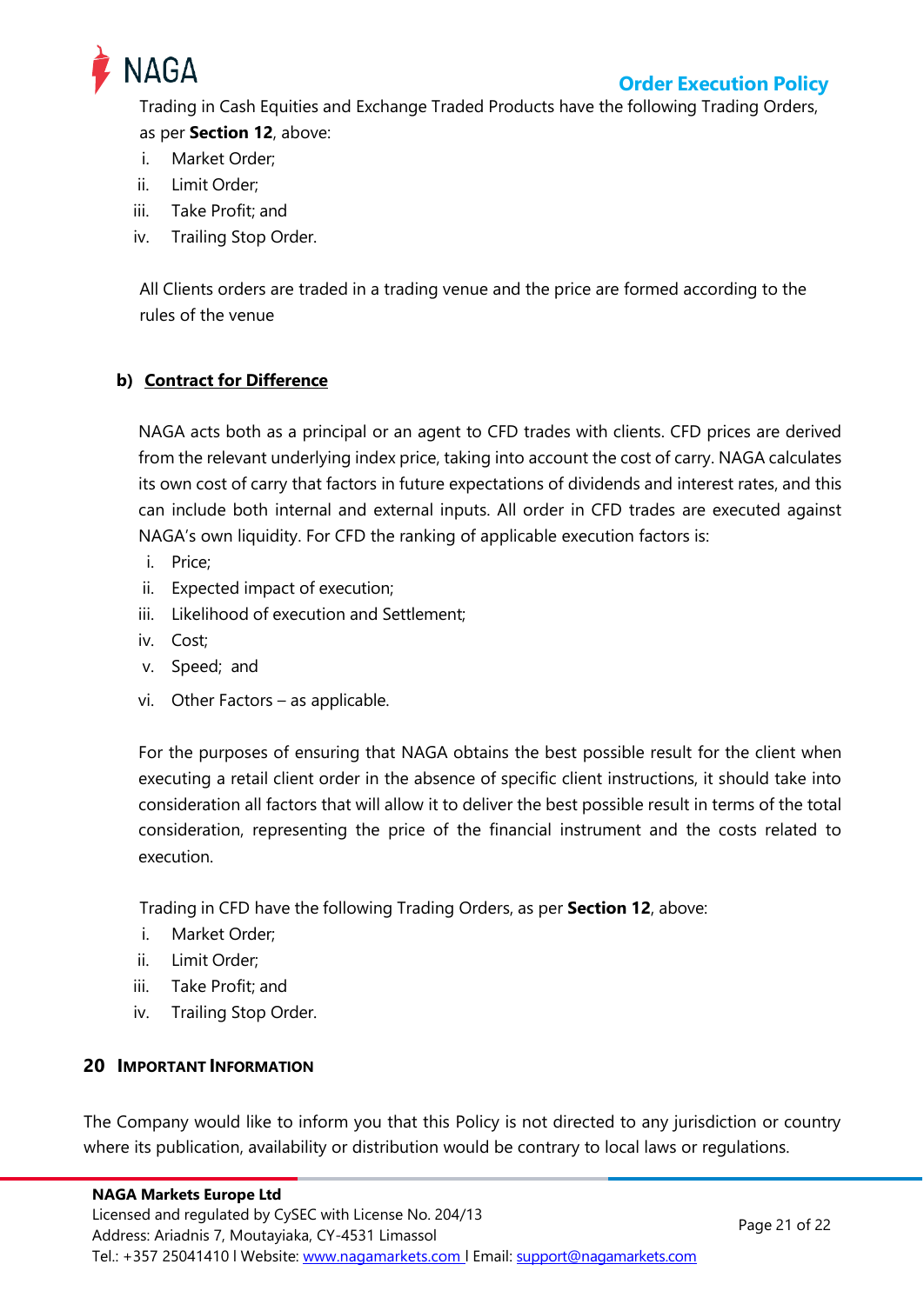Trading in Cash Equities and Exchange Traded Products have the following Trading Orders, as per **Section 12**, above:

i. Market Order;
ii. Limit Order;
iii. Take Profit; and
iv. Trailing Stop Order.

All Clients orders are traded in a trading venue and the price are formed according to the rules of the venue

**b) Contract for Difference**

NAGA acts both as a principal or an agent to CFD trades with clients. CFD prices are derived from the relevant underlying index price, taking into account the cost of carry. NAGA calculates its own cost of carry that factors in future expectations of dividends and interest rates, and this can include both internal and external inputs. All order in CFD trades are executed against NAGA's own liquidity. For CFD the ranking of applicable execution factors is:

i. Price;
ii. Expected impact of execution;
iii. Likelihood of execution and Settlement;
iv. Cost;
v. Speed; and
vi. Other Factors – as applicable.

For the purposes of ensuring that NAGA obtains the best possible result for the client when executing a retail client order in the absence of specific client instructions, it should take into consideration all factors that will allow it to deliver the best possible result in terms of the total consideration, representing the price of the financial instrument and the costs related to execution.

Trading in CFD have the following Trading Orders, as per **Section 12**, above:

i. Market Order;
ii. Limit Order;
iii. Take Profit; and
iv. Trailing Stop Order.

## 20 IMPORTANT INFORMATION

The Company would like to inform you that this Policy is not directed to any jurisdiction or country where its publication, availability or distribution would be contrary to local laws or regulations.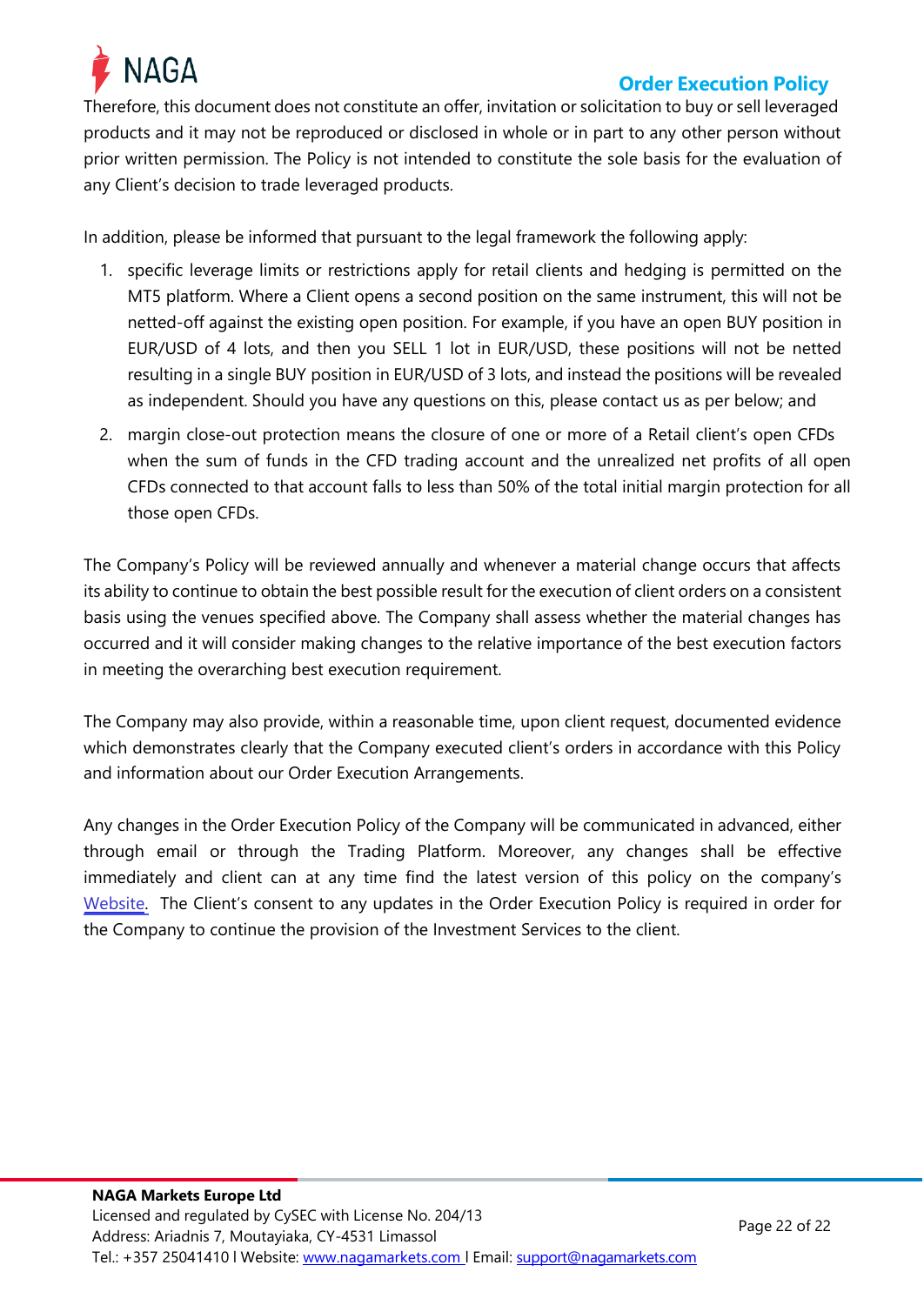Therefore, this document does not constitute an offer, invitation or solicitation to buy or sell leveraged products and it may not be reproduced or disclosed in whole or in part to any other person without prior written permission. The Policy is not intended to constitute the sole basis for the evaluation of any Client's decision to trade leveraged products.

In addition, please be informed that pursuant to the legal framework the following apply:

1. specific leverage limits or restrictions apply for retail clients and hedging is permitted on the MT5 platform. Where a Client opens a second position on the same instrument, this will not be netted-off against the existing open position. For example, if you have an open BUY position in EUR/USD of 4 lots, and then you SELL 1 lot in EUR/USD, these positions will not be netted resulting in a single BUY position in EUR/USD of 3 lots, and instead the positions will be revealed as independent. Should you have any questions on this, please contact us as per below; and
2. margin close-out protection means the closure of one or more of a Retail client's open CFDs when the sum of funds in the CFD trading account and the unrealized net profits of all open CFDs connected to that account falls to less than 50% of the total initial margin protection for all those open CFDs.

The Company's Policy will be reviewed annually and whenever a material change occurs that affects its ability to continue to obtain the best possible result for the execution of client orders on a consistent basis using the venues specified above. The Company shall assess whether the material changes has occurred and it will consider making changes to the relative importance of the best execution factors in meeting the overarching best execution requirement.

The Company may also provide, within a reasonable time, upon client request, documented evidence which demonstrates clearly that the Company executed client's orders in accordance with this Policy and information about our Order Execution Arrangements.

Any changes in the Order Execution Policy of the Company will be communicated in advanced, either through email or through the Trading Platform. Moreover, any changes shall be effective immediately and client can at any time find the latest version of this policy on the company's Website. The Client's consent to any updates in the Order Execution Policy is required in order for the Company to continue the provision of the Investment Services to the client.